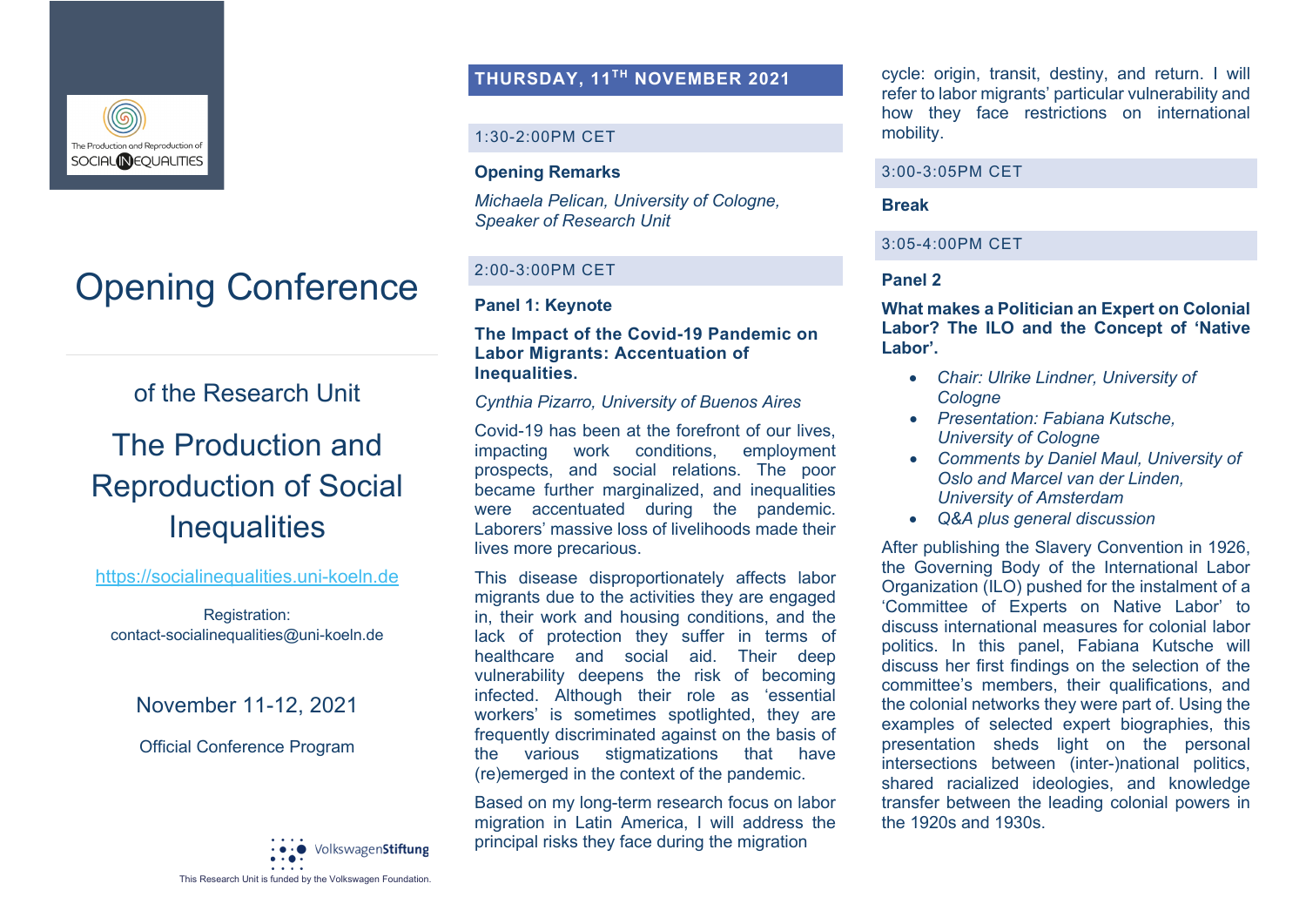The Production and Reproduction of SOCIAL INEQUALITIES

# Opening Conference

of the Research Unit

## The Production and Reproduction of Social Inequalities

https://socialinequalities.uni-koeln.de

Registration:
contact-socialinequalities@uni-koeln.de

November 11-12, 2021

Official Conference Program

VolkswagenStiftung

This Research Unit is funded by the Volkswagen Foundation.

## THURSDAY, 11TH NOVEMBER 2021

### 1:30-2:00PM CET

**Opening Remarks**

*Michaela Pelican, University of Cologne, Speaker of Research Unit*

### 2:00-3:00PM CET

**Panel 1: Keynote**

**The Impact of the Covid-19 Pandemic on Labor Migrants: Accentuation of Inequalities.**

*Cynthia Pizarro, University of Buenos Aires*

Covid-19 has been at the forefront of our lives, impacting work conditions, employment prospects, and social relations. The poor became further marginalized, and inequalities were accentuated during the pandemic. Laborers' massive loss of livelihoods made their lives more precarious.

This disease disproportionately affects labor migrants due to the activities they are engaged in, their work and housing conditions, and the lack of protection they suffer in terms of healthcare and social aid. Their deep vulnerability deepens the risk of becoming infected. Although their role as 'essential workers' is sometimes spotlighted, they are frequently discriminated against on the basis of the various stigmatizations that have (re)emerged in the context of the pandemic.

Based on my long-term research focus on labor migration in Latin America, I will address the principal risks they face during the migration cycle: origin, transit, destiny, and return. I will refer to labor migrants' particular vulnerability and how they face restrictions on international mobility.

### 3:00-3:05PM CET

**Break**

### 3:05-4:00PM CET

**Panel 2**

**What makes a Politician an Expert on Colonial Labor? The ILO and the Concept of 'Native Labor'.**

- *Chair: Ulrike Lindner, University of Cologne*
- *Presentation: Fabiana Kutsche, University of Cologne*
- *Comments by Daniel Maul, University of Oslo and Marcel van der Linden, University of Amsterdam*
- *Q&A plus general discussion*

After publishing the Slavery Convention in 1926, the Governing Body of the International Labor Organization (ILO) pushed for the instalment of a 'Committee of Experts on Native Labor' to discuss international measures for colonial labor politics. In this panel, Fabiana Kutsche will discuss her first findings on the selection of the committee's members, their qualifications, and the colonial networks they were part of. Using the examples of selected expert biographies, this presentation sheds light on the personal intersections between (inter-)national politics, shared racialized ideologies, and knowledge transfer between the leading colonial powers in the 1920s and 1930s.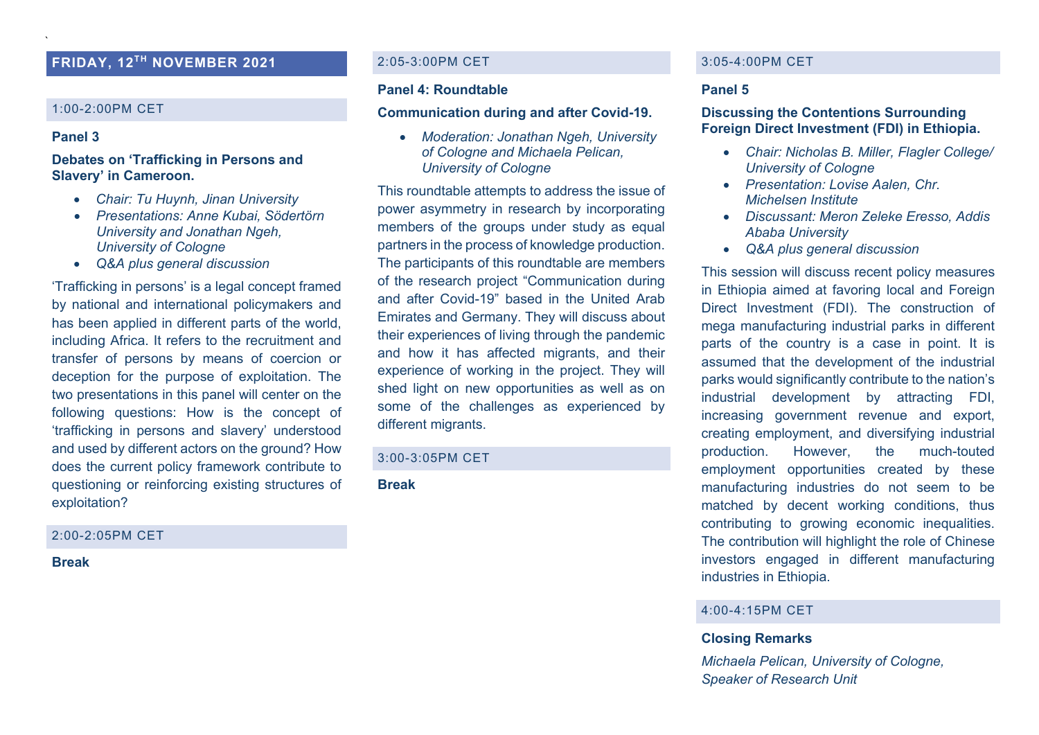## FRIDAY, 12TH NOVEMBER 2021

### 1:00-2:00PM CET

**Panel 3**

**Debates on 'Trafficking in Persons and Slavery' in Cameroon.**

- *Chair: Tu Huynh, Jinan University*
- *Presentations: Anne Kubai, Södertörn University and Jonathan Ngeh, University of Cologne*
- *Q&A plus general discussion*

'Trafficking in persons' is a legal concept framed by national and international policymakers and has been applied in different parts of the world, including Africa. It refers to the recruitment and transfer of persons by means of coercion or deception for the purpose of exploitation. The two presentations in this panel will center on the following questions: How is the concept of 'trafficking in persons and slavery' understood and used by different actors on the ground? How does the current policy framework contribute to questioning or reinforcing existing structures of exploitation?

### 2:00-2:05PM CET

**Break**

### 2:05-3:00PM CET

**Panel 4: Roundtable**

**Communication during and after Covid-19.**

- *Moderation: Jonathan Ngeh, University of Cologne and Michaela Pelican, University of Cologne*

This roundtable attempts to address the issue of power asymmetry in research by incorporating members of the groups under study as equal partners in the process of knowledge production. The participants of this roundtable are members of the research project "Communication during and after Covid-19" based in the United Arab Emirates and Germany. They will discuss about their experiences of living through the pandemic and how it has affected migrants, and their experience of working in the project. They will shed light on new opportunities as well as on some of the challenges as experienced by different migrants.

### 3:00-3:05PM CET

**Break**

### 3:05-4:00PM CET

**Panel 5**

**Discussing the Contentions Surrounding Foreign Direct Investment (FDI) in Ethiopia.**

- *Chair: Nicholas B. Miller, Flagler College/ University of Cologne*
- *Presentation: Lovise Aalen, Chr. Michelsen Institute*
- *Discussant: Meron Zeleke Eresso, Addis Ababa University*
- *Q&A plus general discussion*

This session will discuss recent policy measures in Ethiopia aimed at favoring local and Foreign Direct Investment (FDI). The construction of mega manufacturing industrial parks in different parts of the country is a case in point. It is assumed that the development of the industrial parks would significantly contribute to the nation's industrial development by attracting FDI, increasing government revenue and export, creating employment, and diversifying industrial production. However, the much-touted employment opportunities created by these manufacturing industries do not seem to be matched by decent working conditions, thus contributing to growing economic inequalities. The contribution will highlight the role of Chinese investors engaged in different manufacturing industries in Ethiopia.

### 4:00-4:15PM CET

**Closing Remarks**

*Michaela Pelican, University of Cologne, Speaker of Research Unit*